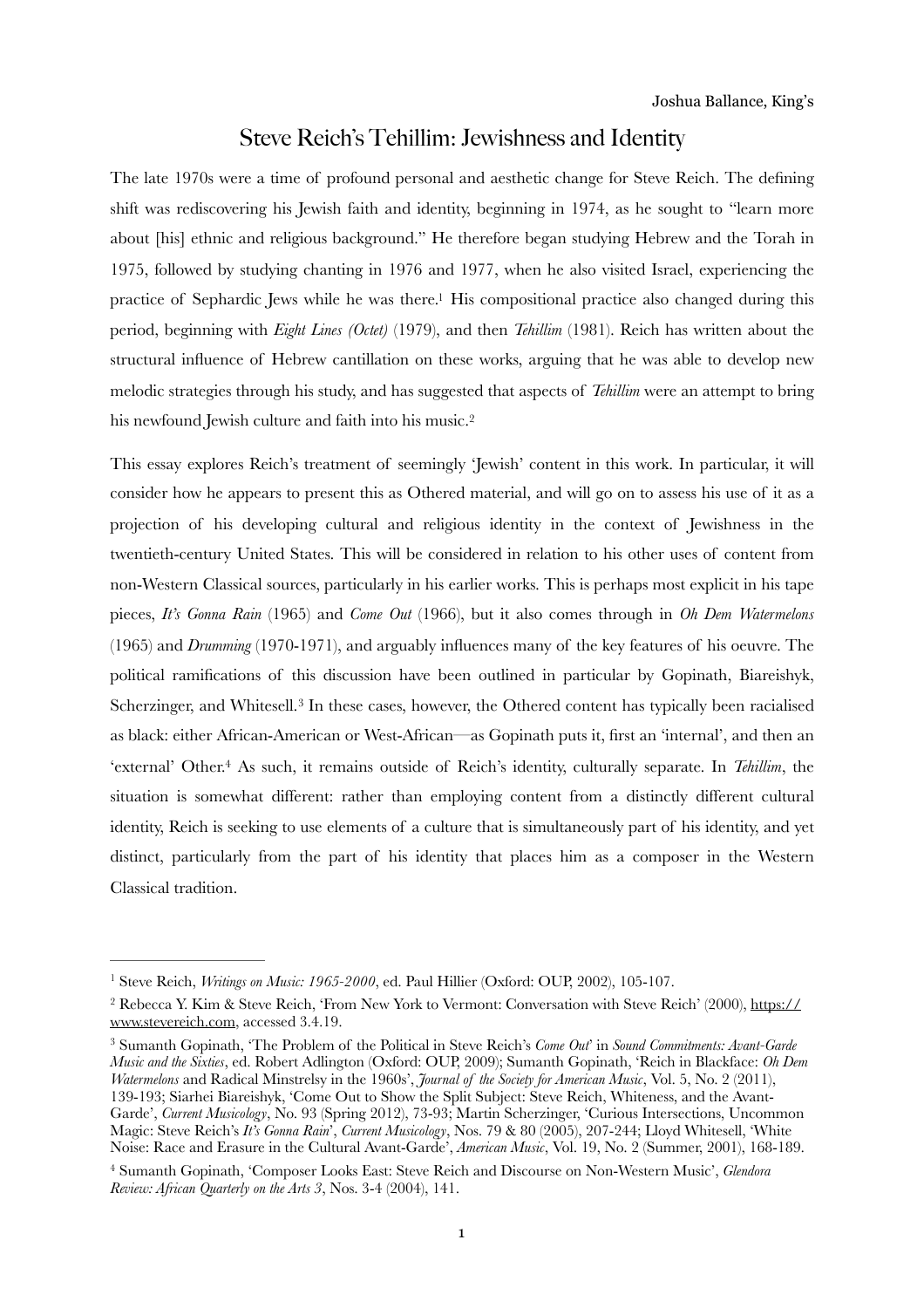Joshua Ballance, King's

# Steve Reich's Tehillim: Jewishness and Identity

The late 1970s were a time of profound personal and aesthetic change for Steve Reich. The defining shift was rediscovering his Jewish faith and identity, beginning in 1974, as he sought to "learn more about [his] ethnic and religious background." He therefore began studying Hebrew and the Torah in 1975, followed by studying chanting in 1976 and 1977, when he also visited Israel, experiencing the practice of Sephardic Jews while he was there.[1] His compositional practice also changed during this period, beginning with *Eight Lines (Octet)* (1979), and then *Tehillim* (1981). Reich has written about the structural influence of Hebrew cantillation on these works, arguing that he was able to develop new melodic strategies through his study, and has suggested that aspects of *Tehillim* were an attempt to bring his newfound Jewish culture and faith into his music.[2]

This essay explores Reich's treatment of seemingly 'Jewish' content in this work. In particular, it will consider how he appears to present this as Othered material, and will go on to assess his use of it as a projection of his developing cultural and religious identity in the context of Jewishness in the twentieth-century United States. This will be considered in relation to his other uses of content from non-Western Classical sources, particularly in his earlier works. This is perhaps most explicit in his tape pieces, *It's Gonna Rain* (1965) and *Come Out* (1966), but it also comes through in *Oh Dem Watermelons* (1965) and *Drumming* (1970-1971), and arguably influences many of the key features of his oeuvre. The political ramifications of this discussion have been outlined in particular by Gopinath, Biareishyk, Scherzinger, and Whitesell.[3] In these cases, however, the Othered content has typically been racialised as black: either African-American or West-African—as Gopinath puts it, first an 'internal', and then an 'external' Other.[4] As such, it remains outside of Reich's identity, culturally separate. In *Tehillim*, the situation is somewhat different: rather than employing content from a distinctly different cultural identity, Reich is seeking to use elements of a culture that is simultaneously part of his identity, and yet distinct, particularly from the part of his identity that places him as a composer in the Western Classical tradition.

---

[1] Steve Reich, *Writings on Music: 1965-2000*, ed. Paul Hillier (Oxford: OUP, 2002), 105-107.

[2] Rebecca Y. Kim & Steve Reich, 'From New York to Vermont: Conversation with Steve Reich' (2000), https://www.stevereich.com, accessed 3.4.19.

[3] Sumanth Gopinath, 'The Problem of the Political in Steve Reich's *Come Out*' in *Sound Commitments: Avant-Garde Music and the Sixties*, ed. Robert Adlington (Oxford: OUP, 2009); Sumanth Gopinath, 'Reich in Blackface: *Oh Dem Watermelons* and Radical Minstrelsy in the 1960s', *Journal of the Society for American Music*, Vol. 5, No. 2 (2011), 139-193; Siarhei Biareishyk, 'Come Out to Show the Split Subject: Steve Reich, Whiteness, and the Avant-Garde', *Current Musicology*, No. 93 (Spring 2012), 73-93; Martin Scherzinger, 'Curious Intersections, Uncommon Magic: Steve Reich's *It's Gonna Rain*', *Current Musicology*, Nos. 79 & 80 (2005), 207-244; Lloyd Whitesell, 'White Noise: Race and Erasure in the Cultural Avant-Garde', *American Music*, Vol. 19, No. 2 (Summer, 2001), 168-189.

[4] Sumanth Gopinath, 'Composer Looks East: Steve Reich and Discourse on Non-Western Music', *Glendora Review: African Quarterly on the Arts 3*, Nos. 3-4 (2004), 141.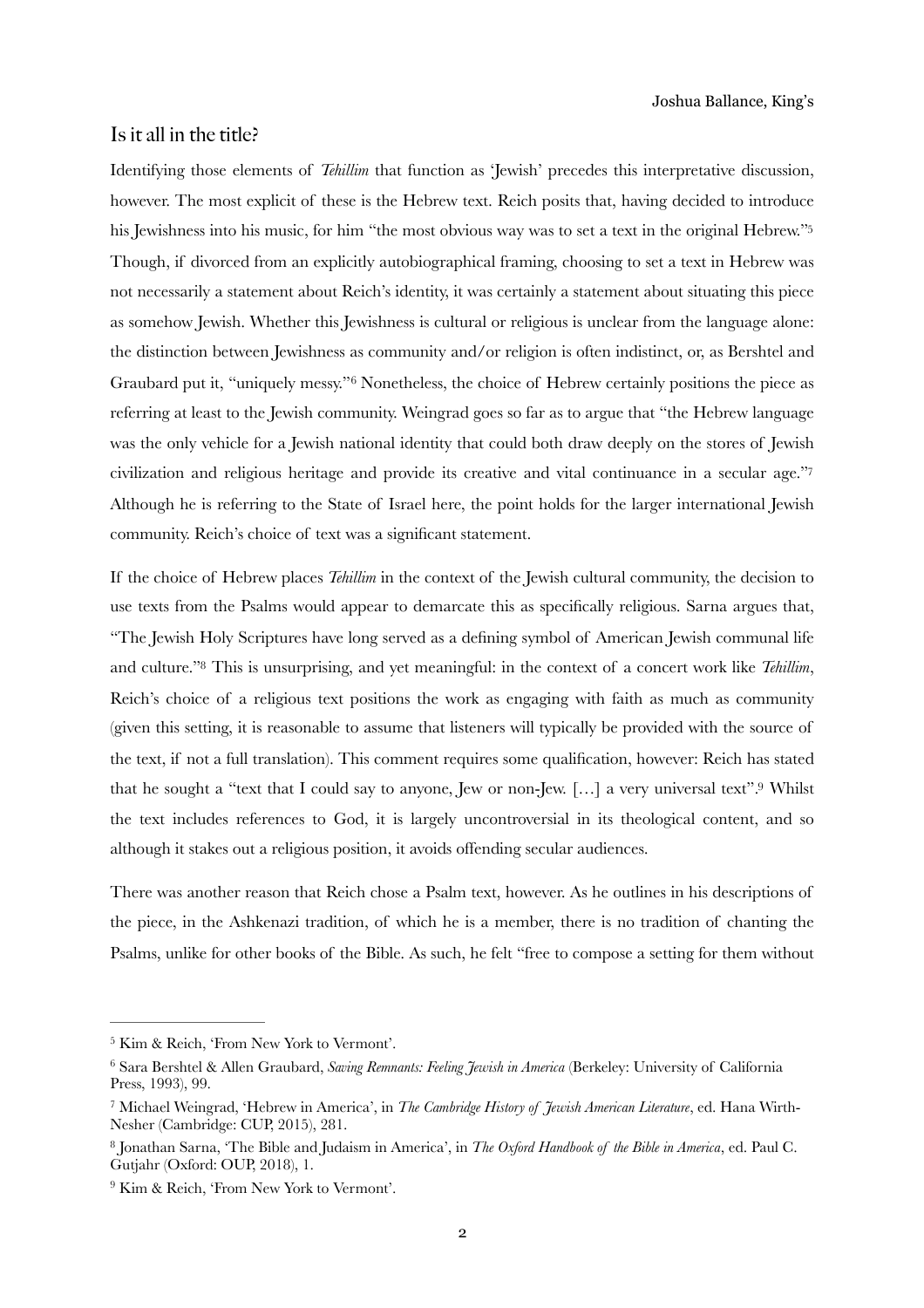## Is it all in the title?

Identifying those elements of *Tehillim* that function as 'Jewish' precedes this interpretative discussion, however. The most explicit of these is the Hebrew text. Reich posits that, having decided to introduce his Jewishness into his music, for him "the most obvious way was to set a text in the original Hebrew."[5] Though, if divorced from an explicitly autobiographical framing, choosing to set a text in Hebrew was not necessarily a statement about Reich's identity, it was certainly a statement about situating this piece as somehow Jewish. Whether this Jewishness is cultural or religious is unclear from the language alone: the distinction between Jewishness as community and/or religion is often indistinct, or, as Bershtel and Graubard put it, "uniquely messy."[6] Nonetheless, the choice of Hebrew certainly positions the piece as referring at least to the Jewish community. Weingrad goes so far as to argue that "the Hebrew language was the only vehicle for a Jewish national identity that could both draw deeply on the stores of Jewish civilization and religious heritage and provide its creative and vital continuance in a secular age."[7] Although he is referring to the State of Israel here, the point holds for the larger international Jewish community. Reich's choice of text was a significant statement.

If the choice of Hebrew places *Tehillim* in the context of the Jewish cultural community, the decision to use texts from the Psalms would appear to demarcate this as specifically religious. Sarna argues that, "The Jewish Holy Scriptures have long served as a defining symbol of American Jewish communal life and culture."[8] This is unsurprising, and yet meaningful: in the context of a concert work like *Tehillim*, Reich's choice of a religious text positions the work as engaging with faith as much as community (given this setting, it is reasonable to assume that listeners will typically be provided with the source of the text, if not a full translation). This comment requires some qualification, however: Reich has stated that he sought a "text that I could say to anyone, Jew or non-Jew. […] a very universal text".[9] Whilst the text includes references to God, it is largely uncontroversial in its theological content, and so although it stakes out a religious position, it avoids offending secular audiences.

There was another reason that Reich chose a Psalm text, however. As he outlines in his descriptions of the piece, in the Ashkenazi tradition, of which he is a member, there is no tradition of chanting the Psalms, unlike for other books of the Bible. As such, he felt "free to compose a setting for them without

---

[5] Kim & Reich, 'From New York to Vermont'.

[6] Sara Bershtel & Allen Graubard, *Saving Remnants: Feeling Jewish in America* (Berkeley: University of California Press, 1993), 99.

[7] Michael Weingrad, 'Hebrew in America', in *The Cambridge History of Jewish American Literature*, ed. Hana Wirth-Nesher (Cambridge: CUP, 2015), 281.

[8] Jonathan Sarna, 'The Bible and Judaism in America', in *The Oxford Handbook of the Bible in America*, ed. Paul C. Gutjahr (Oxford: OUP, 2018), 1.

[9] Kim & Reich, 'From New York to Vermont'.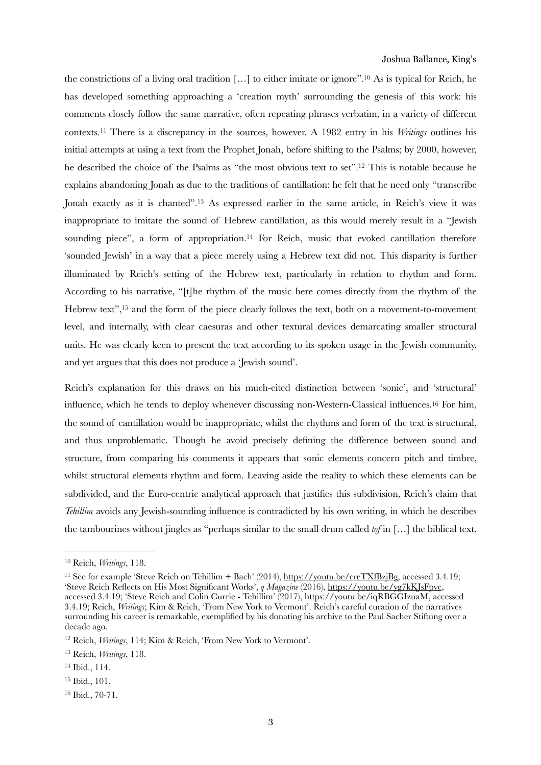the constrictions of a living oral tradition […] to either imitate or ignore".[10] As is typical for Reich, he has developed something approaching a 'creation myth' surrounding the genesis of this work: his comments closely follow the same narrative, often repeating phrases verbatim, in a variety of different contexts.[11] There is a discrepancy in the sources, however. A 1982 entry in his *Writings* outlines his initial attempts at using a text from the Prophet Jonah, before shifting to the Psalms; by 2000, however, he described the choice of the Psalms as "the most obvious text to set".[12] This is notable because he explains abandoning Jonah as due to the traditions of cantillation: he felt that he need only "transcribe Jonah exactly as it is chanted".[13] As expressed earlier in the same article, in Reich's view it was inappropriate to imitate the sound of Hebrew cantillation, as this would merely result in a "Jewish sounding piece", a form of appropriation.[14] For Reich, music that evoked cantillation therefore 'sounded Jewish' in a way that a piece merely using a Hebrew text did not. This disparity is further illuminated by Reich's setting of the Hebrew text, particularly in relation to rhythm and form. According to his narrative, "[t]he rhythm of the music here comes directly from the rhythm of the Hebrew text",[15] and the form of the piece clearly follows the text, both on a movement-to-movement level, and internally, with clear caesuras and other textural devices demarcating smaller structural units. He was clearly keen to present the text according to its spoken usage in the Jewish community, and yet argues that this does not produce a 'Jewish sound'.

Reich's explanation for this draws on his much-cited distinction between 'sonic', and 'structural' influence, which he tends to deploy whenever discussing non-Western-Classical influences.[16] For him, the sound of cantillation would be inappropriate, whilst the rhythms and form of the text is structural, and thus unproblematic. Though he avoid precisely defining the difference between sound and structure, from comparing his comments it appears that sonic elements concern pitch and timbre, whilst structural elements rhythm and form. Leaving aside the reality to which these elements can be subdivided, and the Euro-centric analytical approach that justifies this subdivision, Reich's claim that *Tehillim* avoids any Jewish-sounding influence is contradicted by his own writing, in which he describes the tambourines without jingles as "perhaps similar to the small drum called *tof* in […] the biblical text.

---

[10] Reich, *Writings*, 118.

[11] See for example 'Steve Reich on Tehillim + Bach' (2014), https://youtu.be/creTXfBzjBg, accessed 3.4.19; 'Steve Reich Reflects on His Most Significant Works', *q Magazine* (2016), https://youtu.be/yg7kKJsFpvc, accessed 3.4.19; 'Steve Reich and Colin Currie - Tehillim' (2017), https://youtu.be/iqRBGGIzuaM, accessed 3.4.19; Reich, *Writings*; Kim & Reich, 'From New York to Vermont'. Reich's careful curation of the narratives surrounding his career is remarkable, exemplified by his donating his archive to the Paul Sacher Stiftung over a decade ago.

[12] Reich, *Writings*, 114; Kim & Reich, 'From New York to Vermont'.

[13] Reich, *Writings*, 118.

[14] Ibid., 114.

[15] Ibid., 101.

[16] Ibid., 70-71.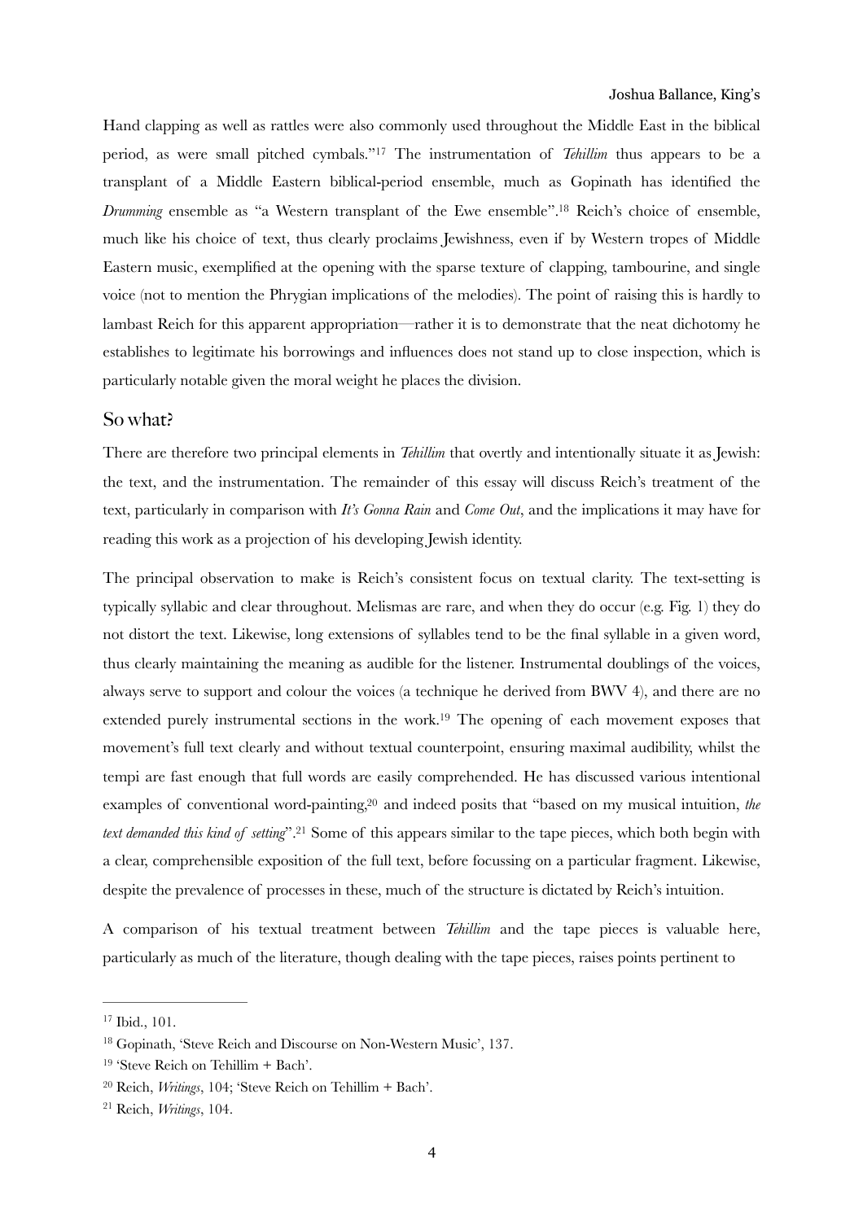Hand clapping as well as rattles were also commonly used throughout the Middle East in the biblical period, as were small pitched cymbals."[17] The instrumentation of *Tehillim* thus appears to be a transplant of a Middle Eastern biblical-period ensemble, much as Gopinath has identified the *Drumming* ensemble as "a Western transplant of the Ewe ensemble".[18] Reich's choice of ensemble, much like his choice of text, thus clearly proclaims Jewishness, even if by Western tropes of Middle Eastern music, exemplified at the opening with the sparse texture of clapping, tambourine, and single voice (not to mention the Phrygian implications of the melodies). The point of raising this is hardly to lambast Reich for this apparent appropriation—rather it is to demonstrate that the neat dichotomy he establishes to legitimate his borrowings and influences does not stand up to close inspection, which is particularly notable given the moral weight he places the division.

## So what?

There are therefore two principal elements in *Tehillim* that overtly and intentionally situate it as Jewish: the text, and the instrumentation. The remainder of this essay will discuss Reich's treatment of the text, particularly in comparison with *It's Gonna Rain* and *Come Out*, and the implications it may have for reading this work as a projection of his developing Jewish identity.

The principal observation to make is Reich's consistent focus on textual clarity. The text-setting is typically syllabic and clear throughout. Melismas are rare, and when they do occur (e.g. Fig. 1) they do not distort the text. Likewise, long extensions of syllables tend to be the final syllable in a given word, thus clearly maintaining the meaning as audible for the listener. Instrumental doublings of the voices, always serve to support and colour the voices (a technique he derived from BWV 4), and there are no extended purely instrumental sections in the work.[19] The opening of each movement exposes that movement's full text clearly and without textual counterpoint, ensuring maximal audibility, whilst the tempi are fast enough that full words are easily comprehended. He has discussed various intentional examples of conventional word-painting,[20] and indeed posits that "based on my musical intuition, *the text demanded this kind of setting*".[21] Some of this appears similar to the tape pieces, which both begin with a clear, comprehensible exposition of the full text, before focussing on a particular fragment. Likewise, despite the prevalence of processes in these, much of the structure is dictated by Reich's intuition.

A comparison of his textual treatment between *Tehillim* and the tape pieces is valuable here, particularly as much of the literature, though dealing with the tape pieces, raises points pertinent to

---

[17] Ibid., 101.

[18] Gopinath, 'Steve Reich and Discourse on Non-Western Music', 137.

[19] 'Steve Reich on Tehillim + Bach'.

[20] Reich, *Writings*, 104; 'Steve Reich on Tehillim + Bach'.

[21] Reich, *Writings*, 104.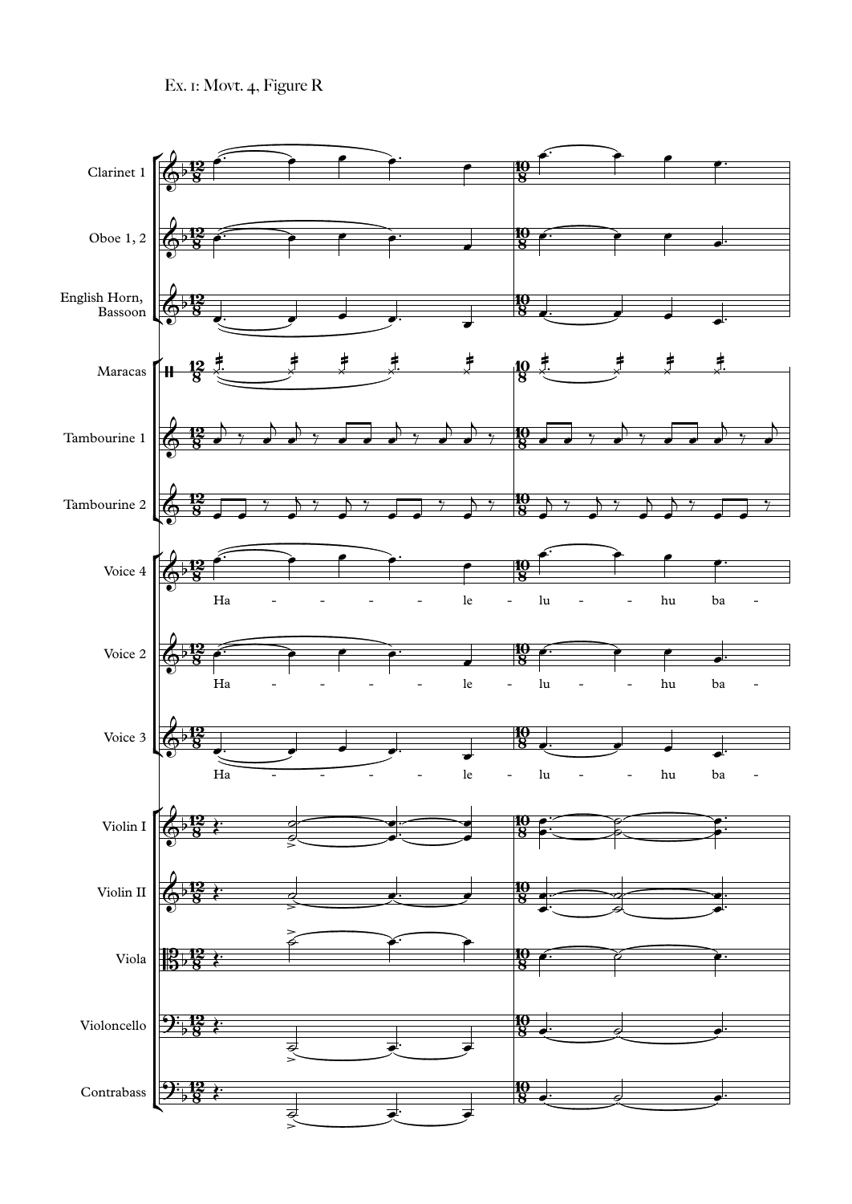Ex. 1: Movt. 4, Figure R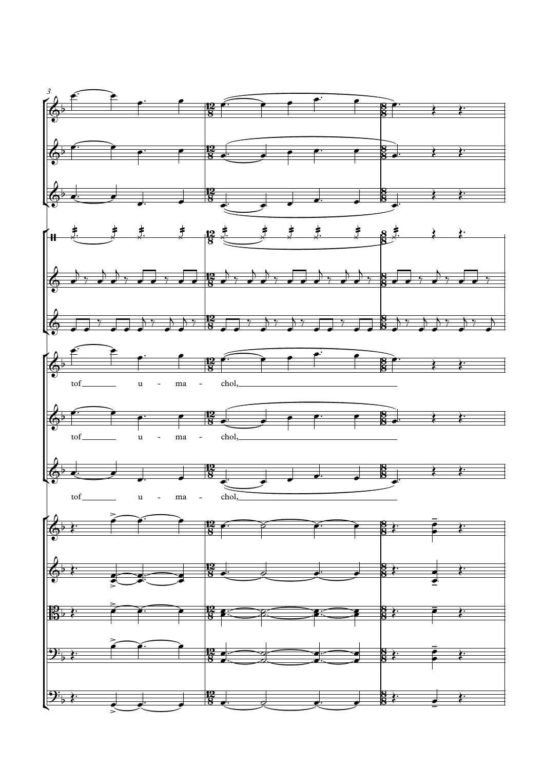3

tof u - ma - chol,

tof u - ma - chol,

tof u - ma - chol,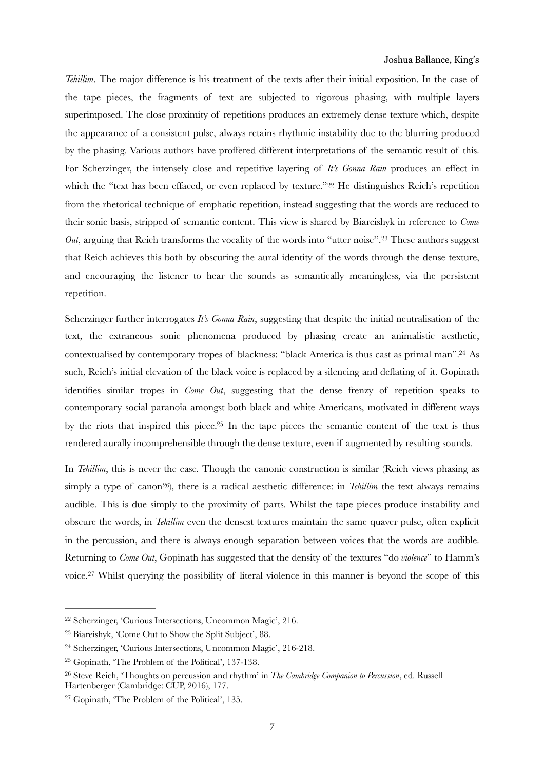*Tehillim*. The major difference is his treatment of the texts after their initial exposition. In the case of the tape pieces, the fragments of text are subjected to rigorous phasing, with multiple layers superimposed. The close proximity of repetitions produces an extremely dense texture which, despite the appearance of a consistent pulse, always retains rhythmic instability due to the blurring produced by the phasing. Various authors have proffered different interpretations of the semantic result of this. For Scherzinger, the intensely close and repetitive layering of *It's Gonna Rain* produces an effect in which the "text has been effaced, or even replaced by texture."[22] He distinguishes Reich's repetition from the rhetorical technique of emphatic repetition, instead suggesting that the words are reduced to their sonic basis, stripped of semantic content. This view is shared by Biareishyk in reference to *Come Out*, arguing that Reich transforms the vocality of the words into "utter noise".[23] These authors suggest that Reich achieves this both by obscuring the aural identity of the words through the dense texture, and encouraging the listener to hear the sounds as semantically meaningless, via the persistent repetition.

Scherzinger further interrogates *It's Gonna Rain*, suggesting that despite the initial neutralisation of the text, the extraneous sonic phenomena produced by phasing create an animalistic aesthetic, contextualised by contemporary tropes of blackness: "black America is thus cast as primal man".[24] As such, Reich's initial elevation of the black voice is replaced by a silencing and deflating of it. Gopinath identifies similar tropes in *Come Out*, suggesting that the dense frenzy of repetition speaks to contemporary social paranoia amongst both black and white Americans, motivated in different ways by the riots that inspired this piece.[25] In the tape pieces the semantic content of the text is thus rendered aurally incomprehensible through the dense texture, even if augmented by resulting sounds.

In *Tehillim*, this is never the case. Though the canonic construction is similar (Reich views phasing as simply a type of canon[26]), there is a radical aesthetic difference: in *Tehillim* the text always remains audible. This is due simply to the proximity of parts. Whilst the tape pieces produce instability and obscure the words, in *Tehillim* even the densest textures maintain the same quaver pulse, often explicit in the percussion, and there is always enough separation between voices that the words are audible. Returning to *Come Out*, Gopinath has suggested that the density of the textures "do *violence*" to Hamm's voice.[27] Whilst querying the possibility of literal violence in this manner is beyond the scope of this

---

[22] Scherzinger, 'Curious Intersections, Uncommon Magic', 216.

[23] Biareishyk, 'Come Out to Show the Split Subject', 88.

[24] Scherzinger, 'Curious Intersections, Uncommon Magic', 216-218.

[25] Gopinath, 'The Problem of the Political', 137-138.

[26] Steve Reich, 'Thoughts on percussion and rhythm' in *The Cambridge Companion to Percussion*, ed. Russell Hartenberger (Cambridge: CUP, 2016), 177.

[27] Gopinath, 'The Problem of the Political', 135.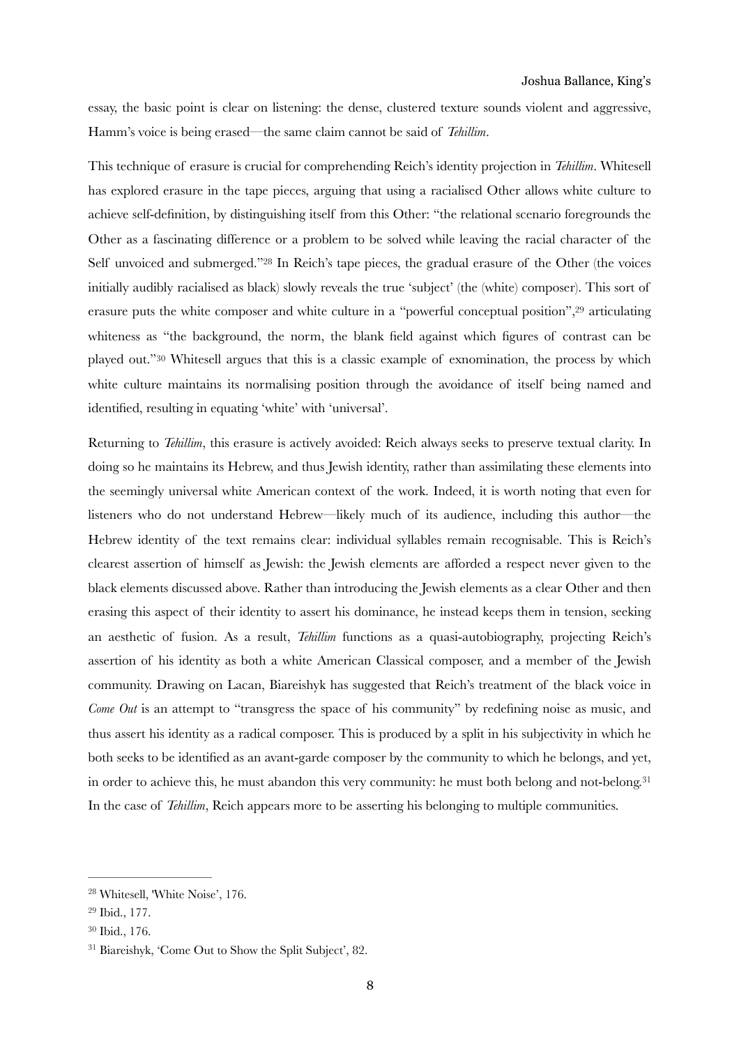essay, the basic point is clear on listening: the dense, clustered texture sounds violent and aggressive, Hamm's voice is being erased—the same claim cannot be said of *Tehillim*.

This technique of erasure is crucial for comprehending Reich's identity projection in *Tehillim*. Whitesell has explored erasure in the tape pieces, arguing that using a racialised Other allows white culture to achieve self-definition, by distinguishing itself from this Other: "the relational scenario foregrounds the Other as a fascinating difference or a problem to be solved while leaving the racial character of the Self unvoiced and submerged."[28] In Reich's tape pieces, the gradual erasure of the Other (the voices initially audibly racialised as black) slowly reveals the true 'subject' (the (white) composer). This sort of erasure puts the white composer and white culture in a "powerful conceptual position",[29] articulating whiteness as "the background, the norm, the blank field against which figures of contrast can be played out."[30] Whitesell argues that this is a classic example of exnomination, the process by which white culture maintains its normalising position through the avoidance of itself being named and identified, resulting in equating 'white' with 'universal'.

Returning to *Tehillim*, this erasure is actively avoided: Reich always seeks to preserve textual clarity. In doing so he maintains its Hebrew, and thus Jewish identity, rather than assimilating these elements into the seemingly universal white American context of the work. Indeed, it is worth noting that even for listeners who do not understand Hebrew—likely much of its audience, including this author—the Hebrew identity of the text remains clear: individual syllables remain recognisable. This is Reich's clearest assertion of himself as Jewish: the Jewish elements are afforded a respect never given to the black elements discussed above. Rather than introducing the Jewish elements as a clear Other and then erasing this aspect of their identity to assert his dominance, he instead keeps them in tension, seeking an aesthetic of fusion. As a result, *Tehillim* functions as a quasi-autobiography, projecting Reich's assertion of his identity as both a white American Classical composer, and a member of the Jewish community. Drawing on Lacan, Biareishyk has suggested that Reich's treatment of the black voice in *Come Out* is an attempt to "transgress the space of his community" by redefining noise as music, and thus assert his identity as a radical composer. This is produced by a split in his subjectivity in which he both seeks to be identified as an avant-garde composer by the community to which he belongs, and yet, in order to achieve this, he must abandon this very community: he must both belong and not-belong.[31] In the case of *Tehillim*, Reich appears more to be asserting his belonging to multiple communities.

---

[28] Whitesell, 'White Noise', 176.

[29] Ibid., 177.

[30] Ibid., 176.

[31] Biareishyk, 'Come Out to Show the Split Subject', 82.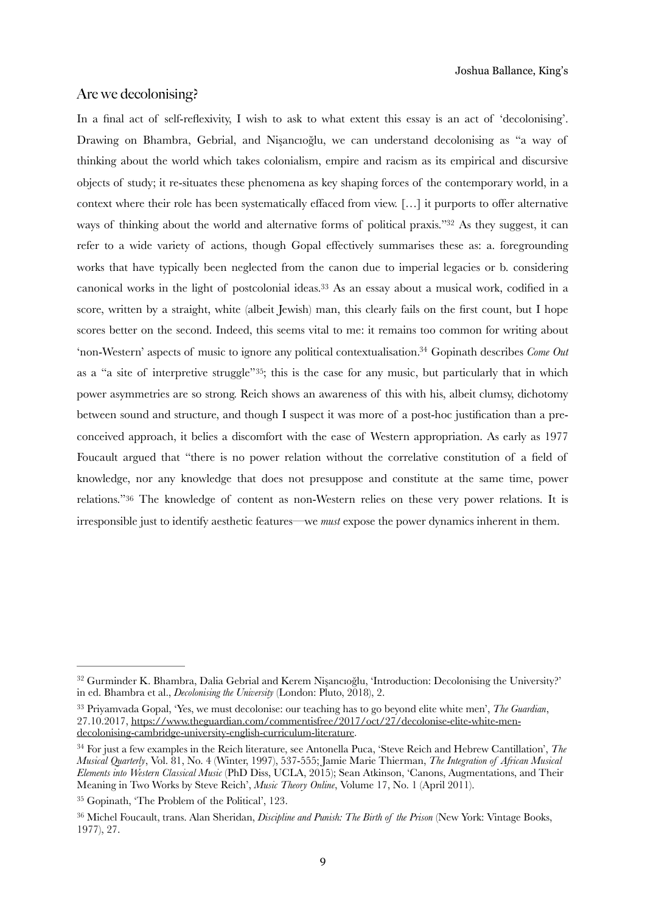## Are we decolonising?

In a final act of self-reflexivity, I wish to ask to what extent this essay is an act of 'decolonising'. Drawing on Bhambra, Gebrial, and Nişancıoğlu, we can understand decolonising as "a way of thinking about the world which takes colonialism, empire and racism as its empirical and discursive objects of study; it re-situates these phenomena as key shaping forces of the contemporary world, in a context where their role has been systematically effaced from view. […] it purports to offer alternative ways of thinking about the world and alternative forms of political praxis."[32] As they suggest, it can refer to a wide variety of actions, though Gopal effectively summarises these as: a. foregrounding works that have typically been neglected from the canon due to imperial legacies or b. considering canonical works in the light of postcolonial ideas.[33] As an essay about a musical work, codified in a score, written by a straight, white (albeit Jewish) man, this clearly fails on the first count, but I hope scores better on the second. Indeed, this seems vital to me: it remains too common for writing about 'non-Western' aspects of music to ignore any political contextualisation.[34] Gopinath describes *Come Out* as a "a site of interpretive struggle"[35]; this is the case for any music, but particularly that in which power asymmetries are so strong. Reich shows an awareness of this with his, albeit clumsy, dichotomy between sound and structure, and though I suspect it was more of a post-hoc justification than a pre-conceived approach, it belies a discomfort with the ease of Western appropriation. As early as 1977 Foucault argued that "there is no power relation without the correlative constitution of a field of knowledge, nor any knowledge that does not presuppose and constitute at the same time, power relations."[36] The knowledge of content as non-Western relies on these very power relations. It is irresponsible just to identify aesthetic features—we *must* expose the power dynamics inherent in them.

---

[32] Gurminder K. Bhambra, Dalia Gebrial and Kerem Nişancıoğlu, 'Introduction: Decolonising the University?' in ed. Bhambra et al., *Decolonising the University* (London: Pluto, 2018), 2.

[33] Priyamvada Gopal, 'Yes, we must decolonise: our teaching has to go beyond elite white men', *The Guardian*, 27.10.2017, https://www.theguardian.com/commentisfree/2017/oct/27/decolonise-elite-white-men-decolonising-cambridge-university-english-curriculum-literature.

[34] For just a few examples in the Reich literature, see Antonella Puca, 'Steve Reich and Hebrew Cantillation', *The Musical Quarterly*, Vol. 81, No. 4 (Winter, 1997), 537-555; Jamie Marie Thierman, *The Integration of African Musical Elements into Western Classical Music* (PhD Diss, UCLA, 2015); Sean Atkinson, 'Canons, Augmentations, and Their Meaning in Two Works by Steve Reich', *Music Theory Online*, Volume 17, No. 1 (April 2011).

[35] Gopinath, 'The Problem of the Political', 123.

[36] Michel Foucault, trans. Alan Sheridan, *Discipline and Punish: The Birth of the Prison* (New York: Vintage Books, 1977), 27.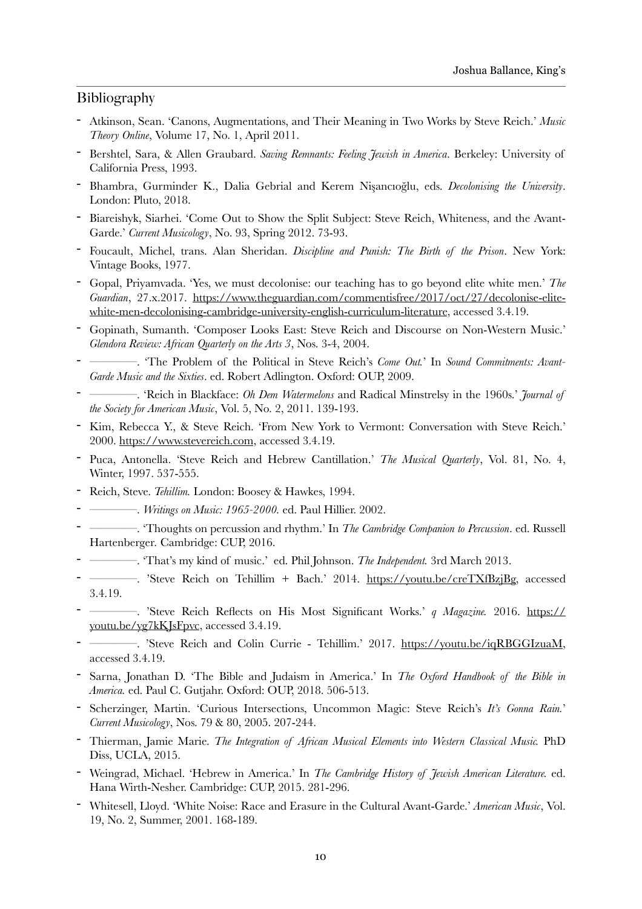## Bibliography

- Atkinson, Sean. 'Canons, Augmentations, and Their Meaning in Two Works by Steve Reich.' *Music Theory Online*, Volume 17, No. 1, April 2011.
- Bershtel, Sara, & Allen Graubard. *Saving Remnants: Feeling Jewish in America*. Berkeley: University of California Press, 1993.
- Bhambra, Gurminder K., Dalia Gebrial and Kerem Nişancıoğlu, eds. *Decolonising the University*. London: Pluto, 2018.
- Biareishyk, Siarhei. 'Come Out to Show the Split Subject: Steve Reich, Whiteness, and the Avant-Garde.' *Current Musicology*, No. 93, Spring 2012. 73-93.
- Foucault, Michel, trans. Alan Sheridan. *Discipline and Punish: The Birth of the Prison*. New York: Vintage Books, 1977.
- Gopal, Priyamvada. 'Yes, we must decolonise: our teaching has to go beyond elite white men.' *The Guardian*, 27.x.2017. https://www.theguardian.com/commentisfree/2017/oct/27/decolonise-elite-white-men-decolonising-cambridge-university-english-curriculum-literature, accessed 3.4.19.
- Gopinath, Sumanth. 'Composer Looks East: Steve Reich and Discourse on Non-Western Music.' *Glendora Review: African Quarterly on the Arts 3*, Nos. 3-4, 2004.
- ————. 'The Problem of the Political in Steve Reich's *Come Out*.' In *Sound Commitments: Avant-Garde Music and the Sixties*. ed. Robert Adlington. Oxford: OUP, 2009.
- ————. 'Reich in Blackface: *Oh Dem Watermelons* and Radical Minstrelsy in the 1960s.' *Journal of the Society for American Music*, Vol. 5, No. 2, 2011. 139-193.
- Kim, Rebecca Y., & Steve Reich. 'From New York to Vermont: Conversation with Steve Reich.' 2000. https://www.stevereich.com, accessed 3.4.19.
- Puca, Antonella. 'Steve Reich and Hebrew Cantillation.' *The Musical Quarterly*, Vol. 81, No. 4, Winter, 1997. 537-555.
- Reich, Steve. *Tehillim*. London: Boosey & Hawkes, 1994.
- ————. *Writings on Music: 1965-2000*. ed. Paul Hillier. 2002.
- ————. 'Thoughts on percussion and rhythm.' In *The Cambridge Companion to Percussion*. ed. Russell Hartenberger. Cambridge: CUP, 2016.
- ————. 'That's my kind of music.' ed. Phil Johnson. *The Independent*. 3rd March 2013.
- ————. 'Steve Reich on Tehillim + Bach.' 2014. https://youtu.be/creTXfBzjBg, accessed 3.4.19.
- ————. 'Steve Reich Reflects on His Most Significant Works.' *q Magazine*. 2016. https://youtu.be/yg7kKJsFpvc, accessed 3.4.19.
- ————. 'Steve Reich and Colin Currie - Tehillim.' 2017. https://youtu.be/iqRBGGIzuaM, accessed 3.4.19.
- Sarna, Jonathan D. 'The Bible and Judaism in America.' In *The Oxford Handbook of the Bible in America*. ed. Paul C. Gutjahr. Oxford: OUP, 2018. 506-513.
- Scherzinger, Martin. 'Curious Intersections, Uncommon Magic: Steve Reich's *It's Gonna Rain*.' *Current Musicology*, Nos. 79 & 80, 2005. 207-244.
- Thierman, Jamie Marie. *The Integration of African Musical Elements into Western Classical Music*. PhD Diss, UCLA, 2015.
- Weingrad, Michael. 'Hebrew in America.' In *The Cambridge History of Jewish American Literature*. ed. Hana Wirth-Nesher. Cambridge: CUP, 2015. 281-296.
- Whitesell, Lloyd. 'White Noise: Race and Erasure in the Cultural Avant-Garde.' *American Music*, Vol. 19, No. 2, Summer, 2001. 168-189.